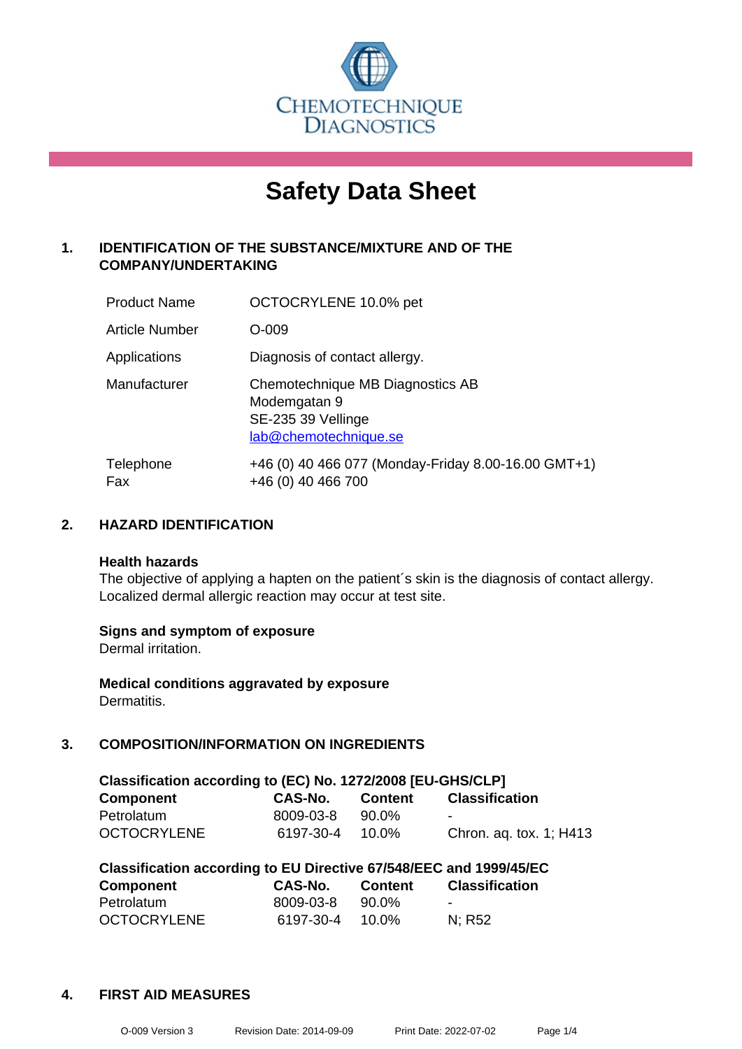CHEMOTECHNIQUE DIAGNOSTICS

# Safety Data Sheet

## 1. IDENTIFICATION OF THE SUBSTANCE/MIXTURE AND OF THE COMPANY/UNDERTAKING

| | |
|---|---|
| Product Name | OCTOCRYLENE 10.0% pet |
| Article Number | O-009 |
| Applications | Diagnosis of contact allergy. |
| Manufacturer | Chemotechnique MB Diagnostics AB<br>Modemgatan 9<br>SE-235 39 Vellinge<br>lab@chemotechnique.se |
| Telephone<br>Fax | +46 (0) 40 466 077 (Monday-Friday 8.00-16.00 GMT+1)<br>+46 (0) 40 466 700 |

## 2. HAZARD IDENTIFICATION

**Health hazards**
The objective of applying a hapten on the patient´s skin is the diagnosis of contact allergy. Localized dermal allergic reaction may occur at test site.

**Signs and symptom of exposure**
Dermal irritation.

**Medical conditions aggravated by exposure**
Dermatitis.

## 3. COMPOSITION/INFORMATION ON INGREDIENTS

**Classification according to (EC) No. 1272/2008 [EU-GHS/CLP]**

| Component | CAS-No. | Content | Classification |
|---|---|---|---|
| Petrolatum | 8009-03-8 | 90.0% | - |
| OCTOCRYLENE | 6197-30-4 | 10.0% | Chron. aq. tox. 1; H413 |

**Classification according to EU Directive 67/548/EEC and 1999/45/EC**

| Component | CAS-No. | Content | Classification |
|---|---|---|---|
| Petrolatum | 8009-03-8 | 90.0% | - |
| OCTOCRYLENE | 6197-30-4 | 10.0% | N; R52 |

## 4. FIRST AID MEASURES

O-009 Version 3 Revision Date: 2014-09-09 Print Date: 2022-07-02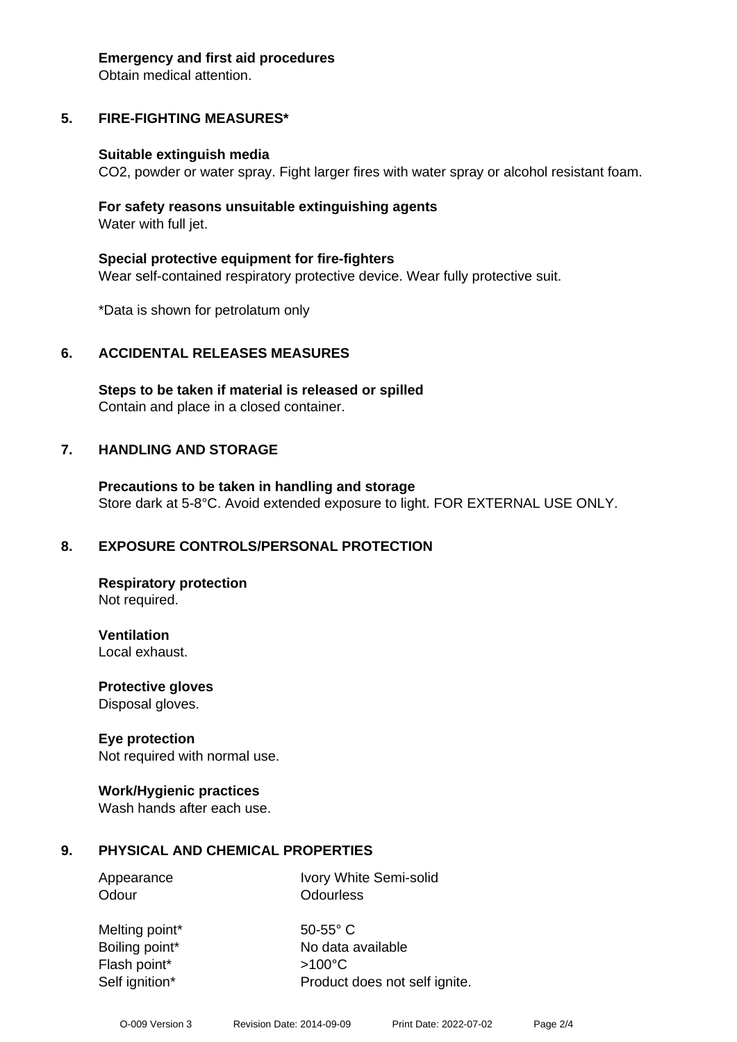**Emergency and first aid procedures**
Obtain medical attention.

## 5. FIRE-FIGHTING MEASURES*

**Suitable extinguish media**
$CO_2$, powder or water spray. Fight larger fires with water spray or alcohol resistant foam.

**For safety reasons unsuitable extinguishing agents**
Water with full jet.

**Special protective equipment for fire-fighters**
Wear self-contained respiratory protective device. Wear fully protective suit.

*Data is shown for petrolatum only

## 6. ACCIDENTAL RELEASES MEASURES

**Steps to be taken if material is released or spilled**
Contain and place in a closed container.

## 7. HANDLING AND STORAGE

**Precautions to be taken in handling and storage**
Store dark at 5-8°C. Avoid extended exposure to light. FOR EXTERNAL USE ONLY.

## 8. EXPOSURE CONTROLS/PERSONAL PROTECTION

**Respiratory protection**
Not required.

**Ventilation**
Local exhaust.

**Protective gloves**
Disposal gloves.

**Eye protection**
Not required with normal use.

**Work/Hygienic practices**
Wash hands after each use.

## 9. PHYSICAL AND CHEMICAL PROPERTIES

| | |
|---|---|
| Appearance | Ivory White Semi-solid |
| Odour | Odourless |
| Melting point* | 50-55° C |
| Boiling point* | No data available |
| Flash point* | >100°C |
| Self ignition* | Product does not self ignite. |

O-009 Version 3 Revision Date: 2014-09-09 Print Date: 2022-07-02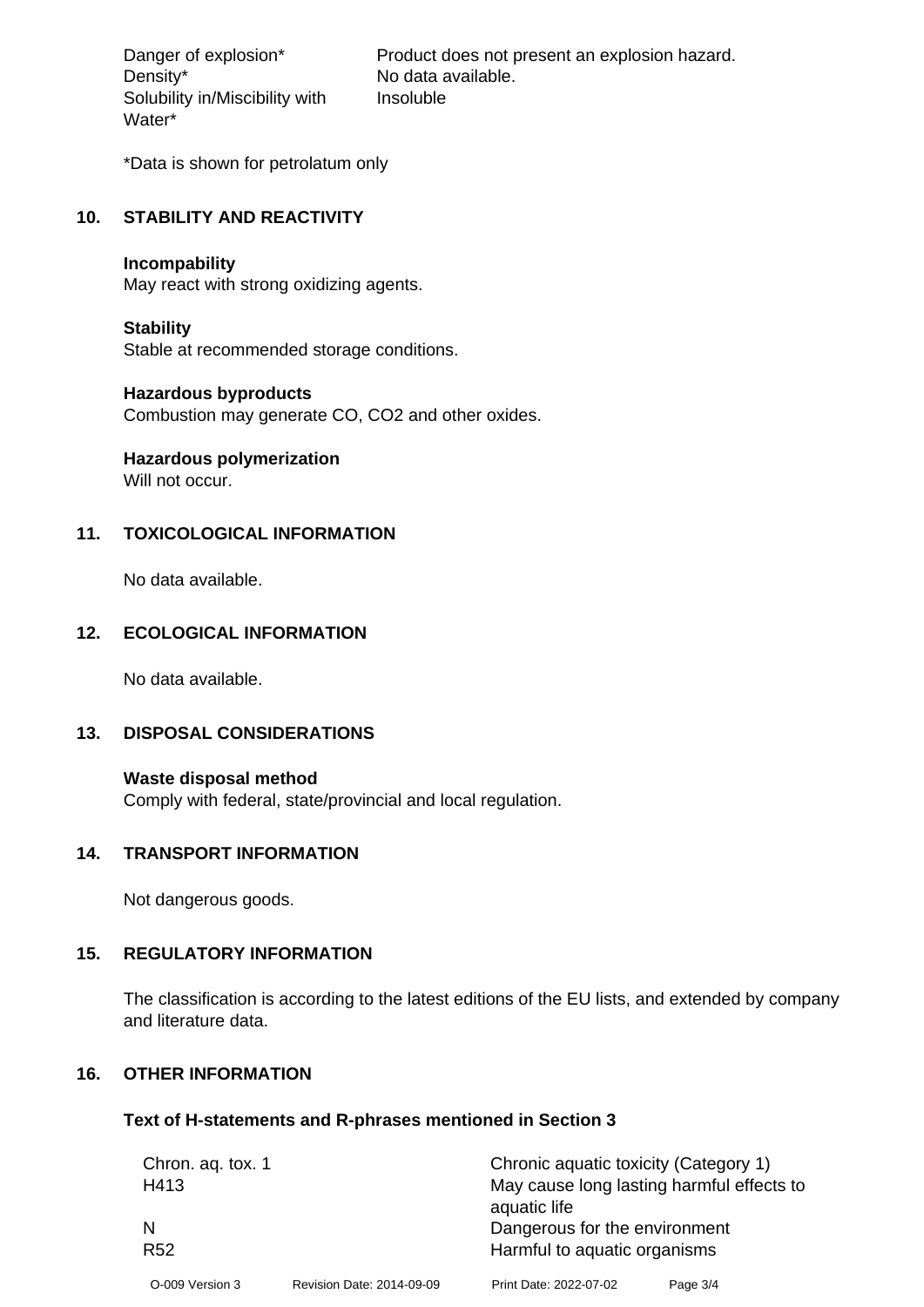| | |
|---|---|
| Danger of explosion* | Product does not present an explosion hazard. |
| Density* | No data available. |
| Solubility in/Miscibility with Water* | Insoluble |

*Data is shown for petrolatum only

## 10. STABILITY AND REACTIVITY

**Incompability**
May react with strong oxidizing agents.

**Stability**
Stable at recommended storage conditions.

**Hazardous byproducts**
Combustion may generate CO, $CO_2$ and other oxides.

**Hazardous polymerization**
Will not occur.

## 11. TOXICOLOGICAL INFORMATION

No data available.

## 12. ECOLOGICAL INFORMATION

No data available.

## 13. DISPOSAL CONSIDERATIONS

**Waste disposal method**
Comply with federal, state/provincial and local regulation.

## 14. TRANSPORT INFORMATION

Not dangerous goods.

## 15. REGULATORY INFORMATION

The classification is according to the latest editions of the EU lists, and extended by company and literature data.

## 16. OTHER INFORMATION

### Text of H-statements and R-phrases mentioned in Section 3

| | |
|---|---|
| Chron. aq. tox. 1 | Chronic aquatic toxicity (Category 1) |
| H413 | May cause long lasting harmful effects to aquatic life |
| N | Dangerous for the environment |
| R52 | Harmful to aquatic organisms |

O-009 Version 3 Revision Date: 2014-09-09 Print Date: 2022-07-02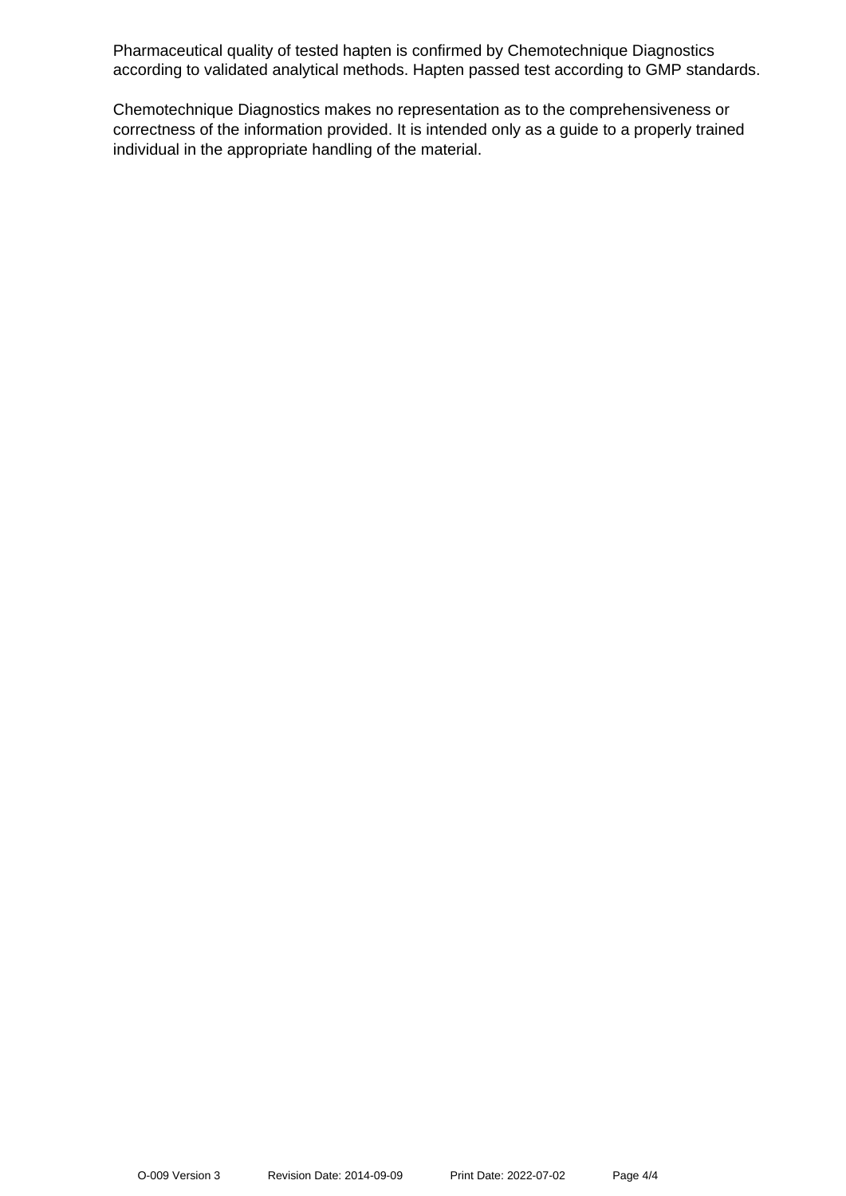Pharmaceutical quality of tested hapten is confirmed by Chemotechnique Diagnostics according to validated analytical methods. Hapten passed test according to GMP standards.

Chemotechnique Diagnostics makes no representation as to the comprehensiveness or correctness of the information provided. It is intended only as a guide to a properly trained individual in the appropriate handling of the material.